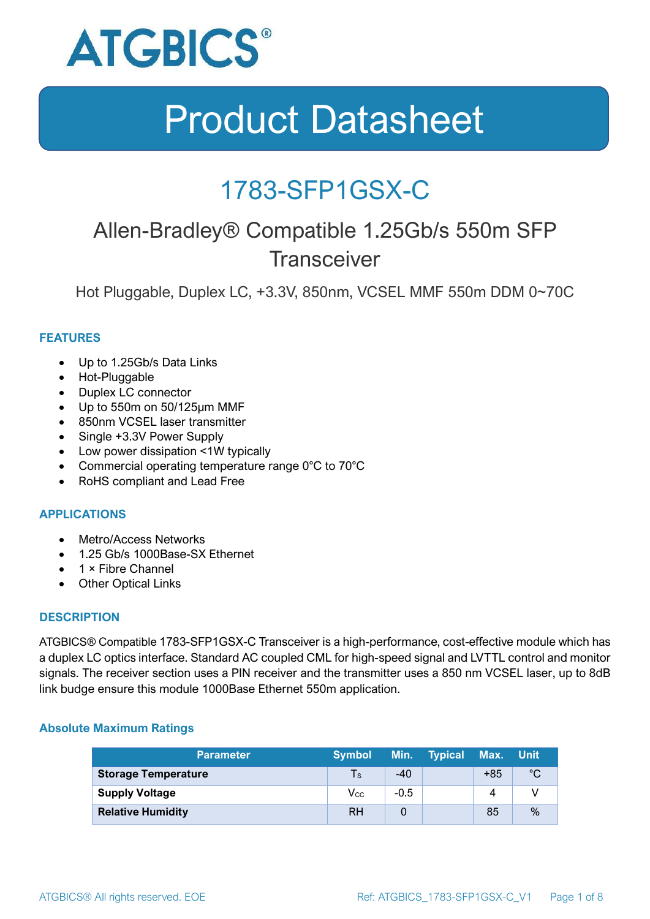ATGBICS®

# Product Datasheet

## 1783-SFP1GSX-C

### Allen-Bradley® Compatible 1.25Gb/s 550m SFP Transceiver

Hot Pluggable, Duplex LC, +3.3V, 850nm, VCSEL MMF 550m DDM 0~70C

### FEATURES

- Up to 1.25Gb/s Data Links
- Hot-Pluggable
- Duplex LC connector
- Up to 550m on 50/125μm MMF
- 850nm VCSEL laser transmitter
- Single +3.3V Power Supply
- Low power dissipation <1W typically
- Commercial operating temperature range 0°C to 70°C
- RoHS compliant and Lead Free

### APPLICATIONS

- Metro/Access Networks
- 1.25 Gb/s 1000Base-SX Ethernet
- 1 × Fibre Channel
- Other Optical Links

### DESCRIPTION

ATGBICS® Compatible 1783-SFP1GSX-C Transceiver is a high-performance, cost-effective module which has a duplex LC optics interface. Standard AC coupled CML for high-speed signal and LVTTL control and monitor signals. The receiver section uses a PIN receiver and the transmitter uses a 850 nm VCSEL laser, up to 8dB link budge ensure this module 1000Base Ethernet 550m application.

#### Absolute Maximum Ratings

| Parameter | Symbol | Min. | Typical | Max. | Unit |
|---|---|---|---|---|---|
| **Storage Temperature** | $T_S$ | -40 | | +85 | °C |
| **Supply Voltage** | $V_{CC}$ | -0.5 | | 4 | V |
| **Relative Humidity** | RH | 0 | | 85 | % |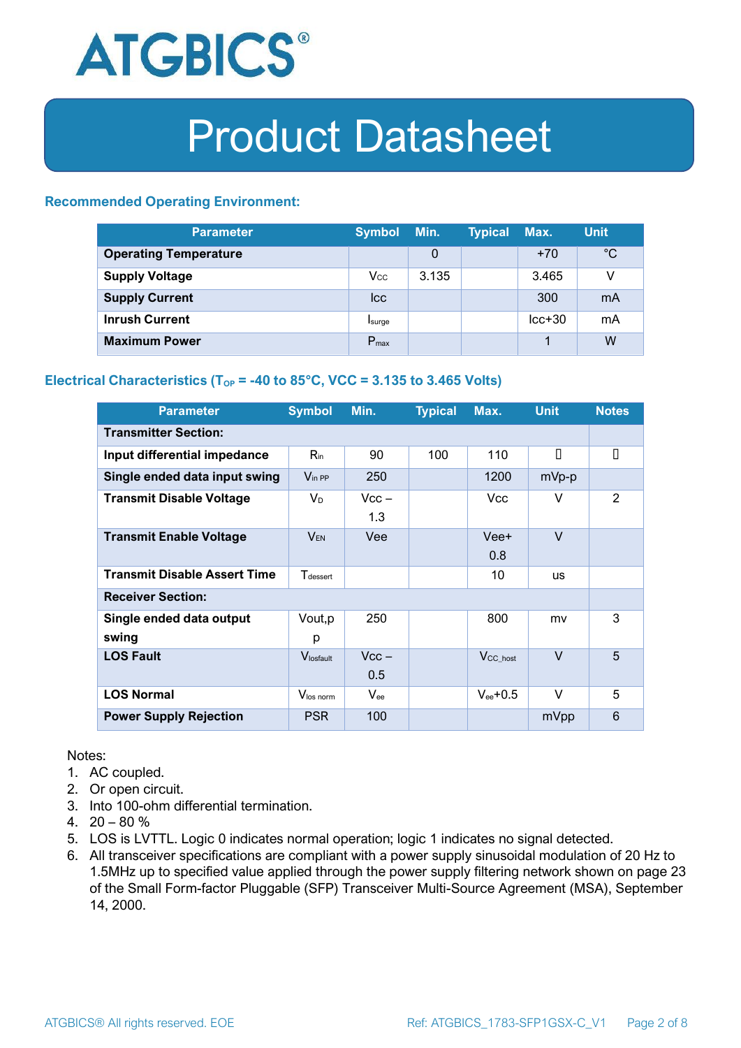# Product Datasheet

### Recommended Operating Environment:

| Parameter | Symbol | Min. | Typical | Max. | Unit |
|---|---|---|---|---|---|
| **Operating Temperature** | | 0 | | +70 | °C |
| **Supply Voltage** | $V_{CC}$ | 3.135 | | 3.465 | V |
| **Supply Current** | Icc | | | 300 | mA |
| **Inrush Current** | $I_{surge}$ | | | Icc+30 | mA |
| **Maximum Power** | $P_{max}$ | | | 1 | W |

### Electrical Characteristics ($T_{OP}$ = -40 to 85°C, VCC = 3.135 to 3.465 Volts)

| Parameter | Symbol | Min. | Typical | Max. | Unit | Notes |
|---|---|---|---|---|---|---|
| **Transmitter Section:** | | | | | | |
| **Input differential impedance** | $R_{in}$ | 90 | 100 | 110 | Ω | 1 |
| **Single ended data input swing** | $V_{in\ PP}$ | 250 | | 1200 | mVp-p | |
| **Transmit Disable Voltage** | $V_D$ | Vcc – 1.3 | | Vcc | V | 2 |
| **Transmit Enable Voltage** | $V_{EN}$ | Vee | | Vee+ 0.8 | V | |
| **Transmit Disable Assert Time** | $T_{dessert}$ | | | 10 | us | |
| **Receiver Section:** | | | | | | |
| **Single ended data output swing** | Vout,p p | 250 | | 800 | mv | 3 |
| **LOS Fault** | $V_{losfault}$ | Vcc – 0.5 | | $V_{CC\_host}$ | V | 5 |
| **LOS Normal** | $V_{los\ norm}$ | $V_{ee}$ | | $V_{ee}$+0.5 | V | 5 |
| **Power Supply Rejection** | PSR | 100 | | | mVpp | 6 |

Notes:

1. AC coupled.
2. Or open circuit.
3. Into 100-ohm differential termination.
4. 20 – 80 %
5. LOS is LVTTL. Logic 0 indicates normal operation; logic 1 indicates no signal detected.
6. All transceiver specifications are compliant with a power supply sinusoidal modulation of 20 Hz to 1.5MHz up to specified value applied through the power supply filtering network shown on page 23 of the Small Form-factor Pluggable (SFP) Transceiver Multi-Source Agreement (MSA), September 14, 2000.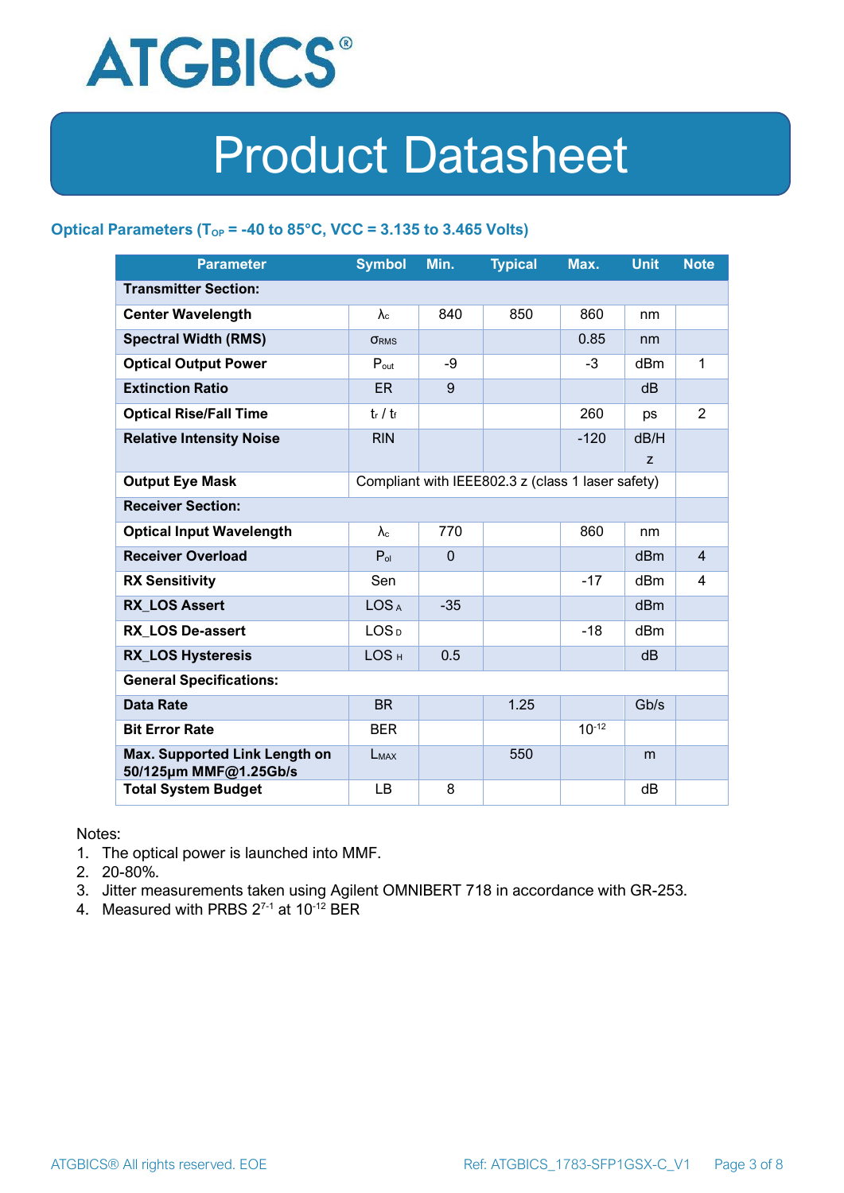# Product Datasheet

### Optical Parameters ($T_{OP}$ = -40 to 85°C, VCC = 3.135 to 3.465 Volts)

| Parameter | Symbol | Min. | Typical | Max. | Unit | Note |
|---|---|---|---|---|---|---|
| **Transmitter Section:** | | | | | | |
| **Center Wavelength** | $\lambda_c$ | 840 | 850 | 860 | nm | |
| **Spectral Width (RMS)** | $\sigma_{RMS}$ | | | 0.85 | nm | |
| **Optical Output Power** | $P_{out}$ | -9 | | -3 | dBm | 1 |
| **Extinction Ratio** | ER | 9 | | | dB | |
| **Optical Rise/Fall Time** | $t_r$ / $t_f$ | | | 260 | ps | 2 |
| **Relative Intensity Noise** | RIN | | | -120 | dB/Hz | |
| **Output Eye Mask** | Compliant with IEEE802.3 z (class 1 laser safety) | | | | | |
| **Receiver Section:** | | | | | | |
| **Optical Input Wavelength** | $\lambda_c$ | 770 | | 860 | nm | |
| **Receiver Overload** | $P_{ol}$ | 0 | | | dBm | 4 |
| **RX Sensitivity** | Sen | | | -17 | dBm | 4 |
| **RX_LOS Assert** | $LOS_A$ | -35 | | | dBm | |
| **RX_LOS De-assert** | $LOS_D$ | | | -18 | dBm | |
| **RX_LOS Hysteresis** | $LOS_H$ | 0.5 | | | dB | |
| **General Specifications:** | | | | | | |
| **Data Rate** | BR | | 1.25 | | Gb/s | |
| **Bit Error Rate** | BER | | | $10^{-12}$ | | |
| **Max. Supported Link Length on 50/125µm MMF@1.25Gb/s** | $L_{MAX}$ | | 550 | | m | |
| **Total System Budget** | LB | 8 | | | dB | |

Notes:

1. The optical power is launched into MMF.
2. 20-80%.
3. Jitter measurements taken using Agilent OMNIBERT 718 in accordance with GR-253.
4. Measured with PRBS $2^{7-1}$ at $10^{-12}$ BER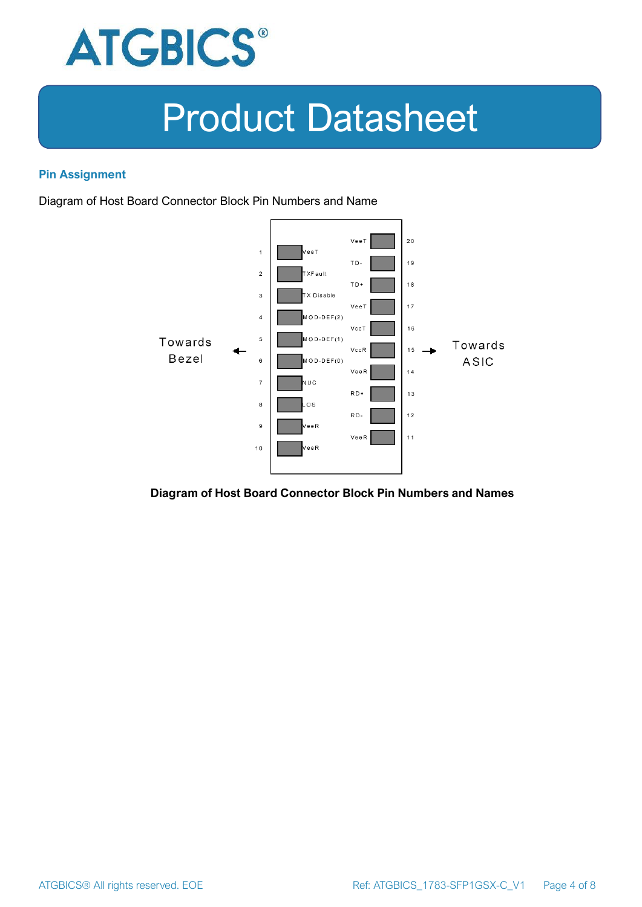## Pin Assignment

Diagram of Host Board Connector Block Pin Numbers and Name

| Pin | Name | Name | Pin |
|---|---|---|---|
| | | VeeT | 20 |
| 1 | VeeT | TD- | 19 |
| 2 | TXFault | TD+ | 18 |
| 3 | TX Disable | VeeT | 17 |
| 4 | MOD-DEF(2) | VccT | 16 |
| 5 | MOD-DEF(1) | VccR | 15 |
| 6 | MOD-DEF(0) | VeeR | 14 |
| 7 | NUC | RD+ | 13 |
| 8 | LOS | RD- | 12 |
| 9 | VeeR | VeeR | 11 |
| 10 | VeeR | | |

Towards Bezel ← → Towards ASIC

**Diagram of Host Board Connector Block Pin Numbers and Names**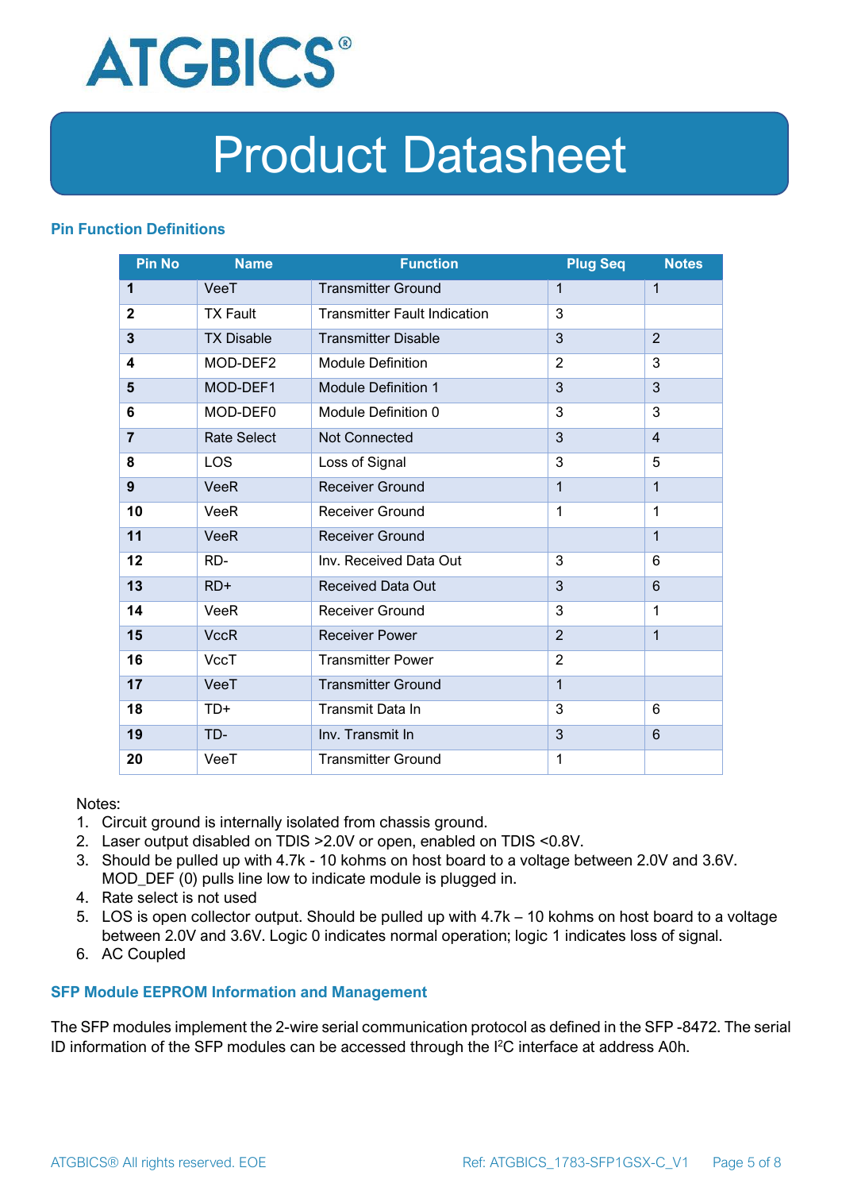## Pin Function Definitions

| Pin No | Name | Function | Plug Seq | Notes |
|---|---|---|---|---|
| **1** | VeeT | Transmitter Ground | 1 | 1 |
| **2** | TX Fault | Transmitter Fault Indication | 3 | |
| **3** | TX Disable | Transmitter Disable | 3 | 2 |
| **4** | MOD-DEF2 | Module Definition | 2 | 3 |
| **5** | MOD-DEF1 | Module Definition 1 | 3 | 3 |
| **6** | MOD-DEF0 | Module Definition 0 | 3 | 3 |
| **7** | Rate Select | Not Connected | 3 | 4 |
| **8** | LOS | Loss of Signal | 3 | 5 |
| **9** | VeeR | Receiver Ground | 1 | 1 |
| **10** | VeeR | Receiver Ground | 1 | 1 |
| **11** | VeeR | Receiver Ground | | 1 |
| **12** | RD- | Inv. Received Data Out | 3 | 6 |
| **13** | RD+ | Received Data Out | 3 | 6 |
| **14** | VeeR | Receiver Ground | 3 | 1 |
| **15** | VccR | Receiver Power | 2 | 1 |
| **16** | VccT | Transmitter Power | 2 | |
| **17** | VeeT | Transmitter Ground | 1 | |
| **18** | TD+ | Transmit Data In | 3 | 6 |
| **19** | TD- | Inv. Transmit In | 3 | 6 |
| **20** | VeeT | Transmitter Ground | 1 | |

Notes:

1. Circuit ground is internally isolated from chassis ground.
2. Laser output disabled on TDIS >2.0V or open, enabled on TDIS <0.8V.
3. Should be pulled up with 4.7k - 10 kohms on host board to a voltage between 2.0V and 3.6V. MOD_DEF (0) pulls line low to indicate module is plugged in.
4. Rate select is not used
5. LOS is open collector output. Should be pulled up with 4.7k – 10 kohms on host board to a voltage between 2.0V and 3.6V. Logic 0 indicates normal operation; logic 1 indicates loss of signal.
6. AC Coupled

## SFP Module EEPROM Information and Management

The SFP modules implement the 2-wire serial communication protocol as defined in the SFP -8472. The serial ID information of the SFP modules can be accessed through the I$^2$C interface at address A0h.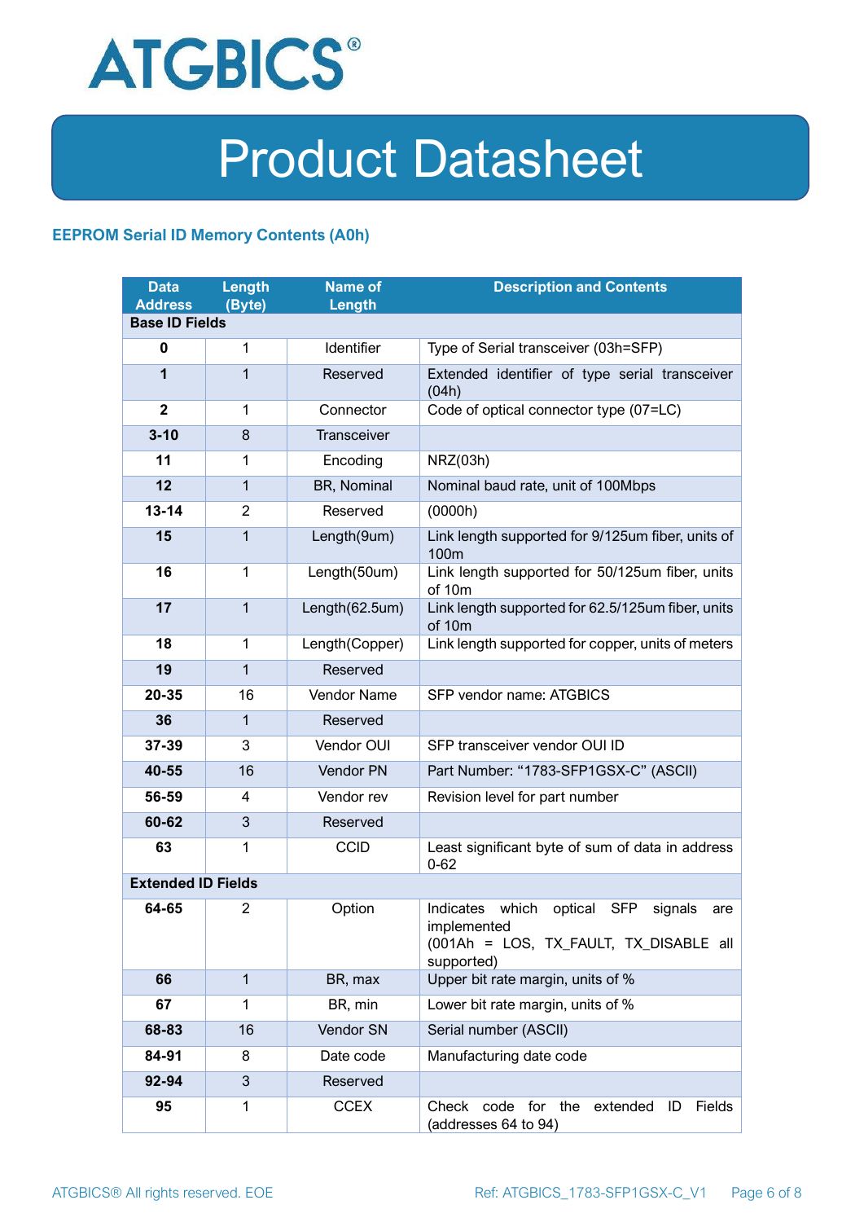## EEPROM Serial ID Memory Contents (A0h)

| Data Address | Length (Byte) | Name of Length | Description and Contents |
|---|---|---|---|
| **Base ID Fields** | | | |
| **0** | 1 | Identifier | Type of Serial transceiver (03h=SFP) |
| **1** | 1 | Reserved | Extended identifier of type serial transceiver (04h) |
| **2** | 1 | Connector | Code of optical connector type (07=LC) |
| **3-10** | 8 | Transceiver | |
| **11** | 1 | Encoding | NRZ(03h) |
| **12** | 1 | BR, Nominal | Nominal baud rate, unit of 100Mbps |
| **13-14** | 2 | Reserved | (0000h) |
| **15** | 1 | Length(9um) | Link length supported for 9/125um fiber, units of 100m |
| **16** | 1 | Length(50um) | Link length supported for 50/125um fiber, units of 10m |
| **17** | 1 | Length(62.5um) | Link length supported for 62.5/125um fiber, units of 10m |
| **18** | 1 | Length(Copper) | Link length supported for copper, units of meters |
| **19** | 1 | Reserved | |
| **20-35** | 16 | Vendor Name | SFP vendor name: ATGBICS |
| **36** | 1 | Reserved | |
| **37-39** | 3 | Vendor OUI | SFP transceiver vendor OUI ID |
| **40-55** | 16 | Vendor PN | Part Number: "1783-SFP1GSX-C" (ASCII) |
| **56-59** | 4 | Vendor rev | Revision level for part number |
| **60-62** | 3 | Reserved | |
| **63** | 1 | CCID | Least significant byte of sum of data in address 0-62 |
| **Extended ID Fields** | | | |
| **64-65** | 2 | Option | Indicates which optical SFP signals are implemented (001Ah = LOS, TX_FAULT, TX_DISABLE all supported) |
| **66** | 1 | BR, max | Upper bit rate margin, units of % |
| **67** | 1 | BR, min | Lower bit rate margin, units of % |
| **68-83** | 16 | Vendor SN | Serial number (ASCII) |
| **84-91** | 8 | Date code | Manufacturing date code |
| **92-94** | 3 | Reserved | |
| **95** | 1 | CCEX | Check code for the extended ID Fields (addresses 64 to 94) |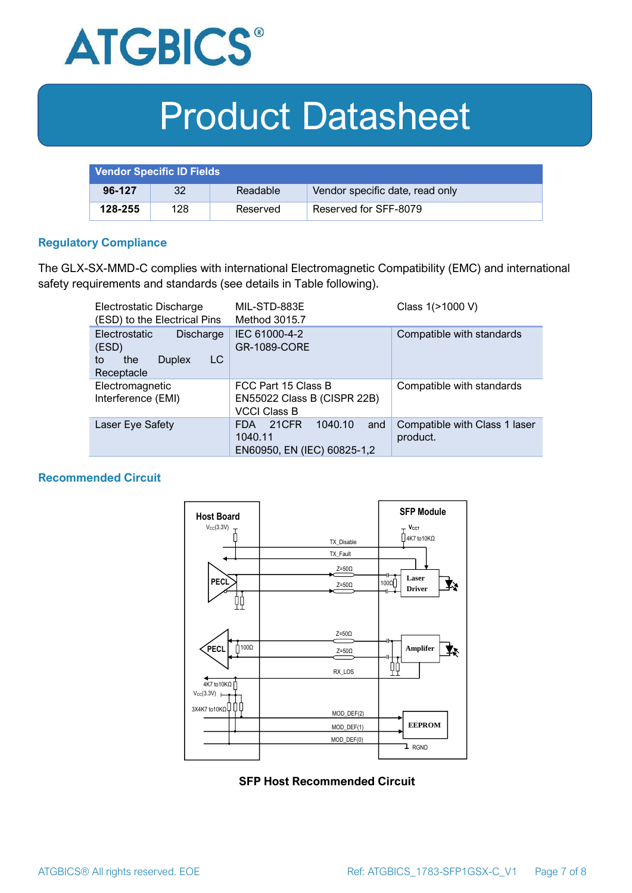| Vendor Specific ID Fields | | | |
|---|---|---|---|
| **96-127** | 32 | Readable | Vendor specific date, read only |
| **128-255** | 128 | Reserved | Reserved for SFF-8079 |

## Regulatory Compliance

The GLX-SX-MMD-C complies with international Electromagnetic Compatibility (EMC) and international safety requirements and standards (see details in Table following).

| | | |
|---|---|---|
| Electrostatic Discharge (ESD) to the Electrical Pins | MIL-STD-883E Method 3015.7 | Class 1(>1000 V) |
| Electrostatic Discharge (ESD) to the Duplex LC Receptacle | IEC 61000-4-2 GR-1089-CORE | Compatible with standards |
| Electromagnetic Interference (EMI) | FCC Part 15 Class B EN55022 Class B (CISPR 22B) VCCI Class B | Compatible with standards |
| Laser Eye Safety | FDA 21CFR 1040.10 and 1040.11 EN60950, EN (IEC) 60825-1,2 | Compatible with Class 1 laser product. |

## Recommended Circuit

**SFP Host Recommended Circuit**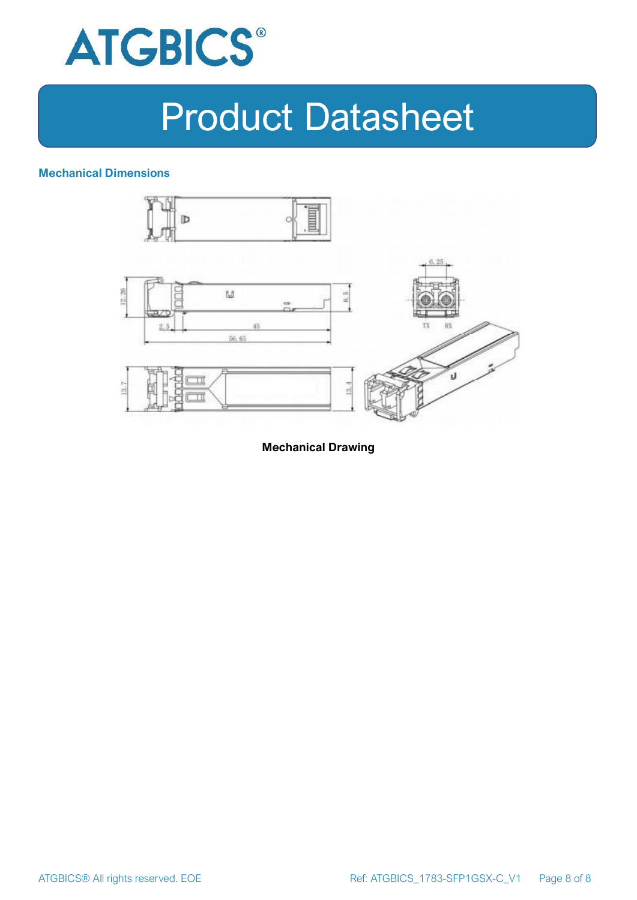## Mechanical Dimensions

6.25

12.26

8.5

2.5

45

56.65

TX RX

13.7

13.4

**Mechanical Drawing**